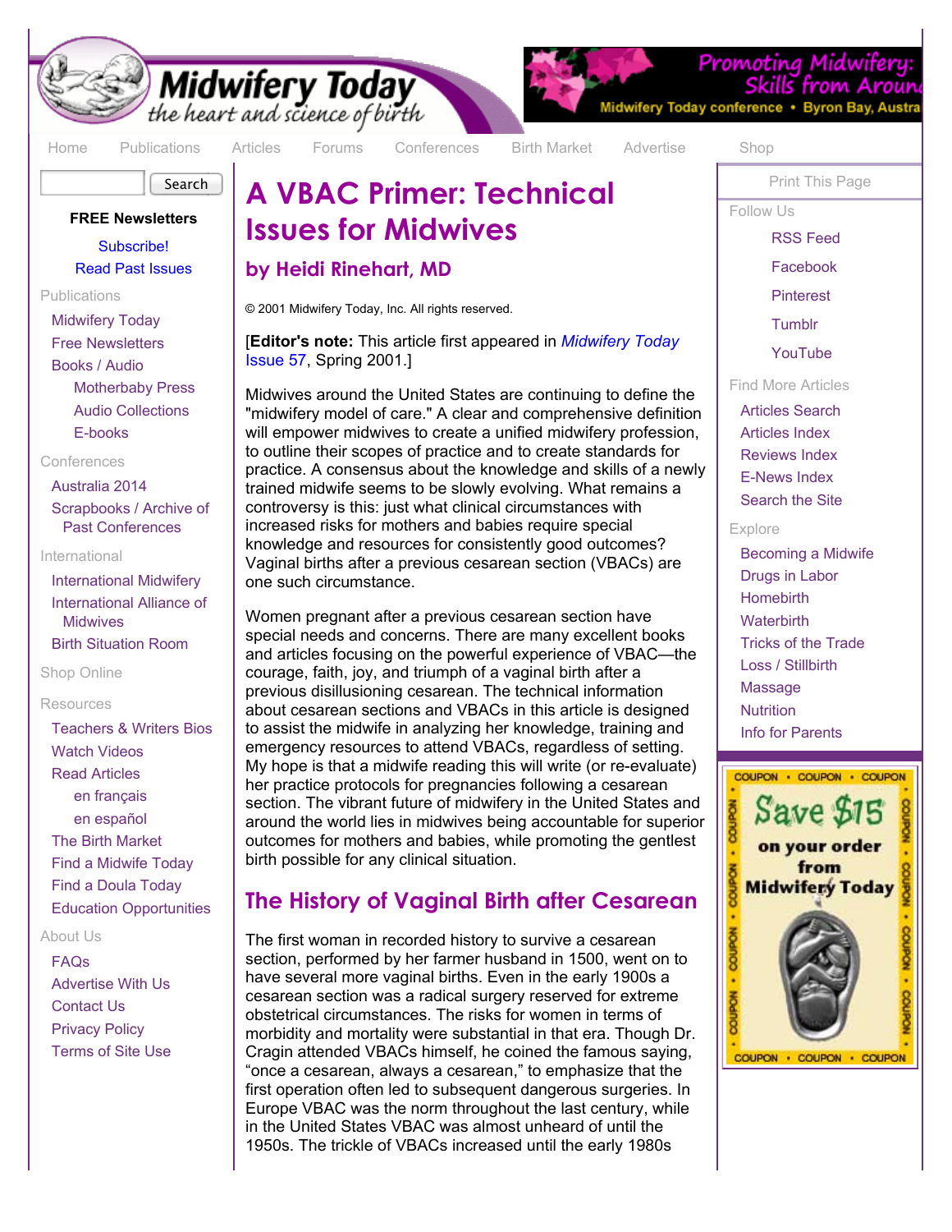# A VBAC Primer: Technical Issues for Midwives

## by Heidi Rinehart, MD

© 2001 Midwifery Today, Inc. All rights reserved.

[**Editor's note:** This article first appeared in *Midwifery Today* Issue 57, Spring 2001.]

Midwives around the United States are continuing to define the "midwifery model of care." A clear and comprehensive definition will empower midwives to create a unified midwifery profession, to outline their scopes of practice and to create standards for practice. A consensus about the knowledge and skills of a newly trained midwife seems to be slowly evolving. What remains a controversy is this: just what clinical circumstances with increased risks for mothers and babies require special knowledge and resources for consistently good outcomes? Vaginal births after a previous cesarean section (VBACs) are one such circumstance.

Women pregnant after a previous cesarean section have special needs and concerns. There are many excellent books and articles focusing on the powerful experience of VBAC—the courage, faith, joy, and triumph of a vaginal birth after a previous disillusioning cesarean. The technical information about cesarean sections and VBACs in this article is designed to assist the midwife in analyzing her knowledge, training and emergency resources to attend VBACs, regardless of setting. My hope is that a midwife reading this will write (or re-evaluate) her practice protocols for pregnancies following a cesarean section. The vibrant future of midwifery in the United States and around the world lies in midwives being accountable for superior outcomes for mothers and babies, while promoting the gentlest birth possible for any clinical situation.

## The History of Vaginal Birth after Cesarean

The first woman in recorded history to survive a cesarean section, performed by her farmer husband in 1500, went on to have several more vaginal births. Even in the early 1900s a cesarean section was a radical surgery reserved for extreme obstetrical circumstances. The risks for women in terms of morbidity and mortality were substantial in that era. Though Dr. Cragin attended VBACs himself, he coined the famous saying, "once a cesarean, always a cesarean," to emphasize that the first operation often led to subsequent dangerous surgeries. In Europe VBAC was the norm throughout the last century, while in the United States VBAC was almost unheard of until the 1950s. The trickle of VBACs increased until the early 1980s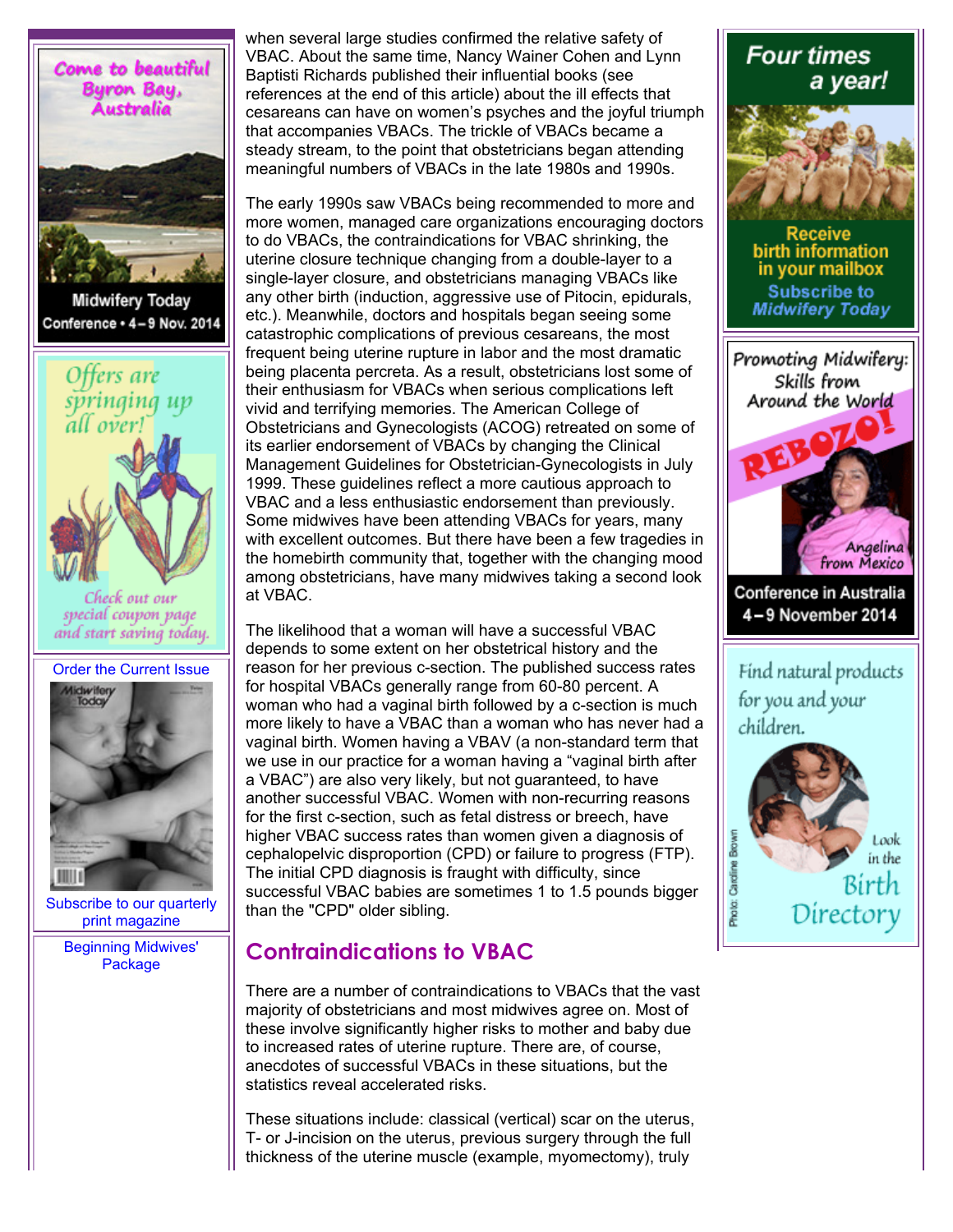when several large studies confirmed the relative safety of VBAC. About the same time, Nancy Wainer Cohen and Lynn Baptisti Richards published their influential books (see references at the end of this article) about the ill effects that cesareans can have on women's psyches and the joyful triumph that accompanies VBACs. The trickle of VBACs became a steady stream, to the point that obstetricians began attending meaningful numbers of VBACs in the late 1980s and 1990s.

The early 1990s saw VBACs being recommended to more and more women, managed care organizations encouraging doctors to do VBACs, the contraindications for VBAC shrinking, the uterine closure technique changing from a double-layer to a single-layer closure, and obstetricians managing VBACs like any other birth (induction, aggressive use of Pitocin, epidurals, etc.). Meanwhile, doctors and hospitals began seeing some catastrophic complications of previous cesareans, the most frequent being uterine rupture in labor and the most dramatic being placenta percreta. As a result, obstetricians lost some of their enthusiasm for VBACs when serious complications left vivid and terrifying memories. The American College of Obstetricians and Gynecologists (ACOG) retreated on some of its earlier endorsement of VBACs by changing the Clinical Management Guidelines for Obstetrician-Gynecologists in July 1999. These guidelines reflect a more cautious approach to VBAC and a less enthusiastic endorsement than previously. Some midwives have been attending VBACs for years, many with excellent outcomes. But there have been a few tragedies in the homebirth community that, together with the changing mood among obstetricians, have many midwives taking a second look at VBAC.

The likelihood that a woman will have a successful VBAC depends to some extent on her obstetrical history and the reason for her previous c-section. The published success rates for hospital VBACs generally range from 60-80 percent. A woman who had a vaginal birth followed by a c-section is much more likely to have a VBAC than a woman who has never had a vaginal birth. Women having a VBAV (a non-standard term that we use in our practice for a woman having a "vaginal birth after a VBAC") are also very likely, but not guaranteed, to have another successful VBAC. Women with non-recurring reasons for the first c-section, such as fetal distress or breech, have higher VBAC success rates than women given a diagnosis of cephalopelvic disproportion (CPD) or failure to progress (FTP). The initial CPD diagnosis is fraught with difficulty, since successful VBAC babies are sometimes 1 to 1.5 pounds bigger than the "CPD" older sibling.

## Contraindications to VBAC

There are a number of contraindications to VBACs that the vast majority of obstetricians and most midwives agree on. Most of these involve significantly higher risks to mother and baby due to increased rates of uterine rupture. There are, of course, anecdotes of successful VBACs in these situations, but the statistics reveal accelerated risks.

These situations include: classical (vertical) scar on the uterus, T- or J-incision on the uterus, previous surgery through the full thickness of the uterine muscle (example, myomectomy), truly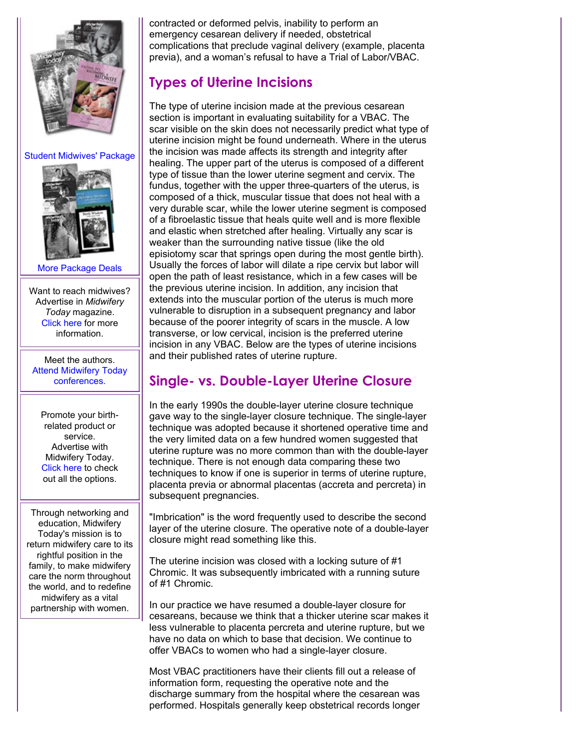contracted or deformed pelvis, inability to perform an emergency cesarean delivery if needed, obstetrical complications that preclude vaginal delivery (example, placenta previa), and a woman's refusal to have a Trial of Labor/VBAC.

## Types of Uterine Incisions

The type of uterine incision made at the previous cesarean section is important in evaluating suitability for a VBAC. The scar visible on the skin does not necessarily predict what type of uterine incision might be found underneath. Where in the uterus the incision was made affects its strength and integrity after healing. The upper part of the uterus is composed of a different type of tissue than the lower uterine segment and cervix. The fundus, together with the upper three-quarters of the uterus, is composed of a thick, muscular tissue that does not heal with a very durable scar, while the lower uterine segment is composed of a fibroelastic tissue that heals quite well and is more flexible and elastic when stretched after healing. Virtually any scar is weaker than the surrounding native tissue (like the old episiotomy scar that springs open during the most gentle birth). Usually the forces of labor will dilate a ripe cervix but labor will open the path of least resistance, which in a few cases will be the previous uterine incision. In addition, any incision that extends into the muscular portion of the uterus is much more vulnerable to disruption in a subsequent pregnancy and labor because of the poorer integrity of scars in the muscle. A low transverse, or low cervical, incision is the preferred uterine incision in any VBAC. Below are the types of uterine incisions and their published rates of uterine rupture.

## Single- vs. Double-Layer Uterine Closure

In the early 1990s the double-layer uterine closure technique gave way to the single-layer closure technique. The single-layer technique was adopted because it shortened operative time and the very limited data on a few hundred women suggested that uterine rupture was no more common than with the double-layer technique. There is not enough data comparing these two techniques to know if one is superior in terms of uterine rupture, placenta previa or abnormal placentas (accreta and percreta) in subsequent pregnancies.

"Imbrication" is the word frequently used to describe the second layer of the uterine closure. The operative note of a double-layer closure might read something like this.

The uterine incision was closed with a locking suture of #1 Chromic. It was subsequently imbricated with a running suture of #1 Chromic.

In our practice we have resumed a double-layer closure for cesareans, because we think that a thicker uterine scar makes it less vulnerable to placenta percreta and uterine rupture, but we have no data on which to base that decision. We continue to offer VBACs to women who had a single-layer closure.

Most VBAC practitioners have their clients fill out a release of information form, requesting the operative note and the discharge summary from the hospital where the cesarean was performed. Hospitals generally keep obstetrical records longer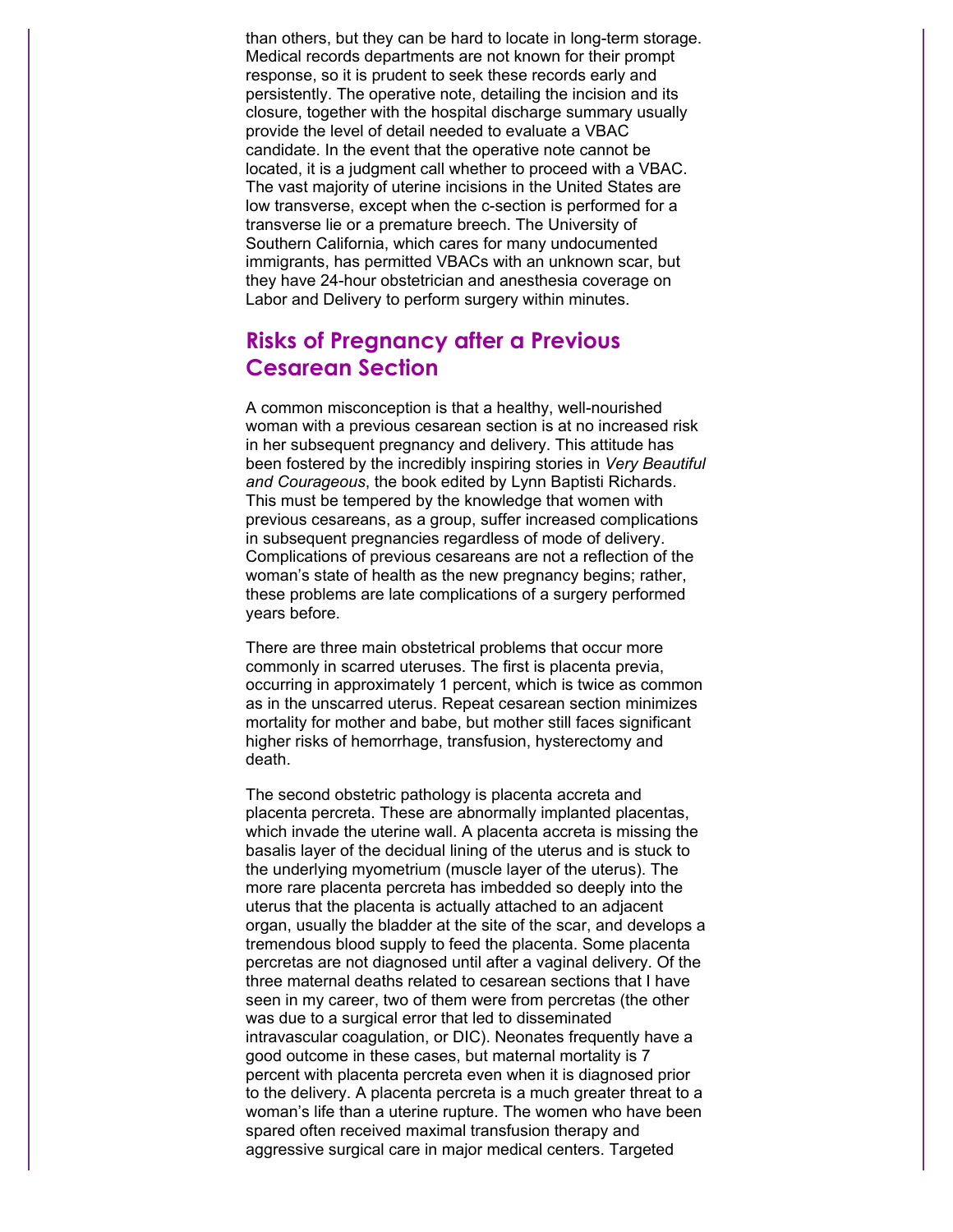than others, but they can be hard to locate in long-term storage. Medical records departments are not known for their prompt response, so it is prudent to seek these records early and persistently. The operative note, detailing the incision and its closure, together with the hospital discharge summary usually provide the level of detail needed to evaluate a VBAC candidate. In the event that the operative note cannot be located, it is a judgment call whether to proceed with a VBAC. The vast majority of uterine incisions in the United States are low transverse, except when the c-section is performed for a transverse lie or a premature breech. The University of Southern California, which cares for many undocumented immigrants, has permitted VBACs with an unknown scar, but they have 24-hour obstetrician and anesthesia coverage on Labor and Delivery to perform surgery within minutes.

## Risks of Pregnancy after a Previous Cesarean Section

A common misconception is that a healthy, well-nourished woman with a previous cesarean section is at no increased risk in her subsequent pregnancy and delivery. This attitude has been fostered by the incredibly inspiring stories in *Very Beautiful and Courageous*, the book edited by Lynn Baptisti Richards. This must be tempered by the knowledge that women with previous cesareans, as a group, suffer increased complications in subsequent pregnancies regardless of mode of delivery. Complications of previous cesareans are not a reflection of the woman's state of health as the new pregnancy begins; rather, these problems are late complications of a surgery performed years before.

There are three main obstetrical problems that occur more commonly in scarred uteruses. The first is placenta previa, occurring in approximately 1 percent, which is twice as common as in the unscarred uterus. Repeat cesarean section minimizes mortality for mother and babe, but mother still faces significant higher risks of hemorrhage, transfusion, hysterectomy and death.

The second obstetric pathology is placenta accreta and placenta percreta. These are abnormally implanted placentas, which invade the uterine wall. A placenta accreta is missing the basalis layer of the decidual lining of the uterus and is stuck to the underlying myometrium (muscle layer of the uterus). The more rare placenta percreta has imbedded so deeply into the uterus that the placenta is actually attached to an adjacent organ, usually the bladder at the site of the scar, and develops a tremendous blood supply to feed the placenta. Some placenta percretas are not diagnosed until after a vaginal delivery. Of the three maternal deaths related to cesarean sections that I have seen in my career, two of them were from percretas (the other was due to a surgical error that led to disseminated intravascular coagulation, or DIC). Neonates frequently have a good outcome in these cases, but maternal mortality is 7 percent with placenta percreta even when it is diagnosed prior to the delivery. A placenta percreta is a much greater threat to a woman's life than a uterine rupture. The women who have been spared often received maximal transfusion therapy and aggressive surgical care in major medical centers. Targeted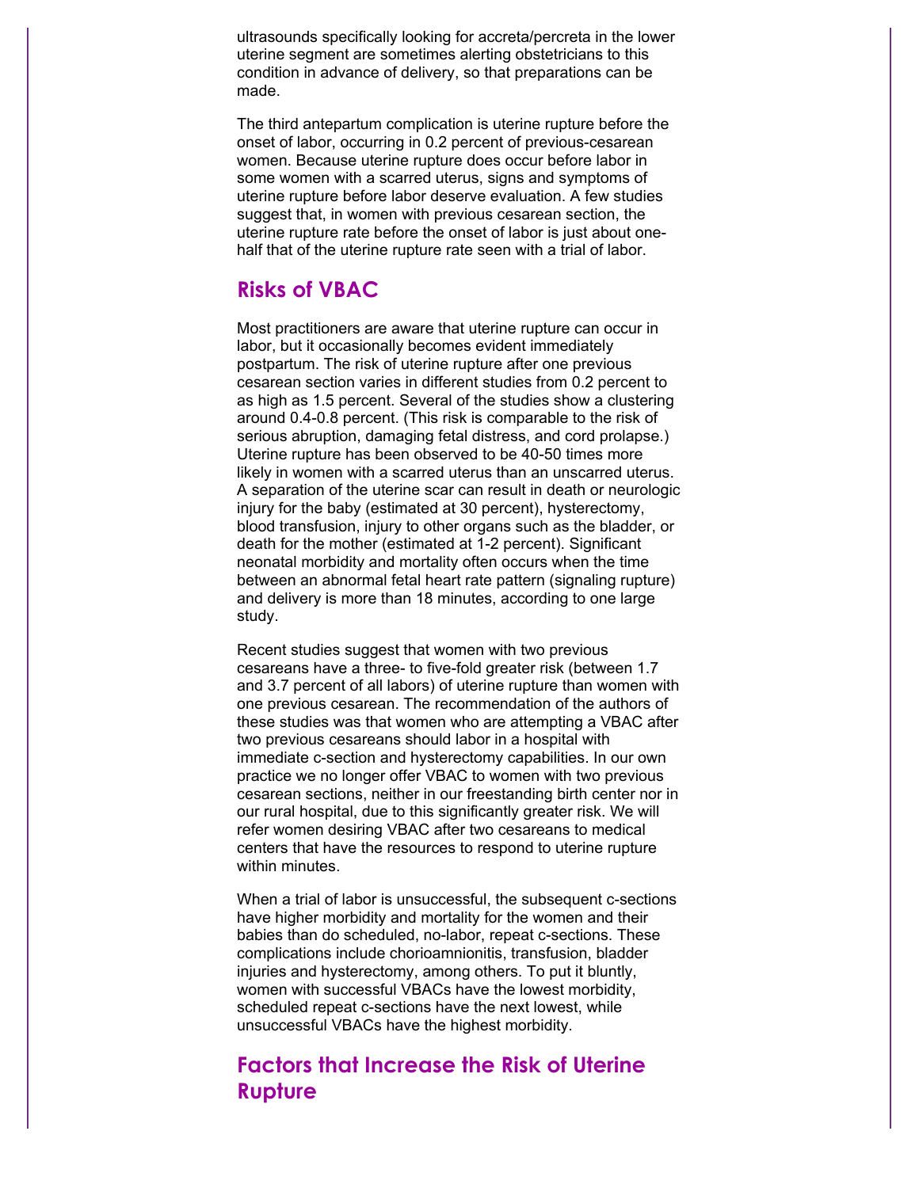ultrasounds specifically looking for accreta/percreta in the lower uterine segment are sometimes alerting obstetricians to this condition in advance of delivery, so that preparations can be made.

The third antepartum complication is uterine rupture before the onset of labor, occurring in 0.2 percent of previous-cesarean women. Because uterine rupture does occur before labor in some women with a scarred uterus, signs and symptoms of uterine rupture before labor deserve evaluation. A few studies suggest that, in women with previous cesarean section, the uterine rupture rate before the onset of labor is just about one-half that of the uterine rupture rate seen with a trial of labor.

## Risks of VBAC

Most practitioners are aware that uterine rupture can occur in labor, but it occasionally becomes evident immediately postpartum. The risk of uterine rupture after one previous cesarean section varies in different studies from 0.2 percent to as high as 1.5 percent. Several of the studies show a clustering around 0.4-0.8 percent. (This risk is comparable to the risk of serious abruption, damaging fetal distress, and cord prolapse.) Uterine rupture has been observed to be 40-50 times more likely in women with a scarred uterus than an unscarred uterus. A separation of the uterine scar can result in death or neurologic injury for the baby (estimated at 30 percent), hysterectomy, blood transfusion, injury to other organs such as the bladder, or death for the mother (estimated at 1-2 percent). Significant neonatal morbidity and mortality often occurs when the time between an abnormal fetal heart rate pattern (signaling rupture) and delivery is more than 18 minutes, according to one large study.

Recent studies suggest that women with two previous cesareans have a three- to five-fold greater risk (between 1.7 and 3.7 percent of all labors) of uterine rupture than women with one previous cesarean. The recommendation of the authors of these studies was that women who are attempting a VBAC after two previous cesareans should labor in a hospital with immediate c-section and hysterectomy capabilities. In our own practice we no longer offer VBAC to women with two previous cesarean sections, neither in our freestanding birth center nor in our rural hospital, due to this significantly greater risk. We will refer women desiring VBAC after two cesareans to medical centers that have the resources to respond to uterine rupture within minutes.

When a trial of labor is unsuccessful, the subsequent c-sections have higher morbidity and mortality for the women and their babies than do scheduled, no-labor, repeat c-sections. These complications include chorioamnionitis, transfusion, bladder injuries and hysterectomy, among others. To put it bluntly, women with successful VBACs have the lowest morbidity, scheduled repeat c-sections have the next lowest, while unsuccessful VBACs have the highest morbidity.

## Factors that Increase the Risk of Uterine Rupture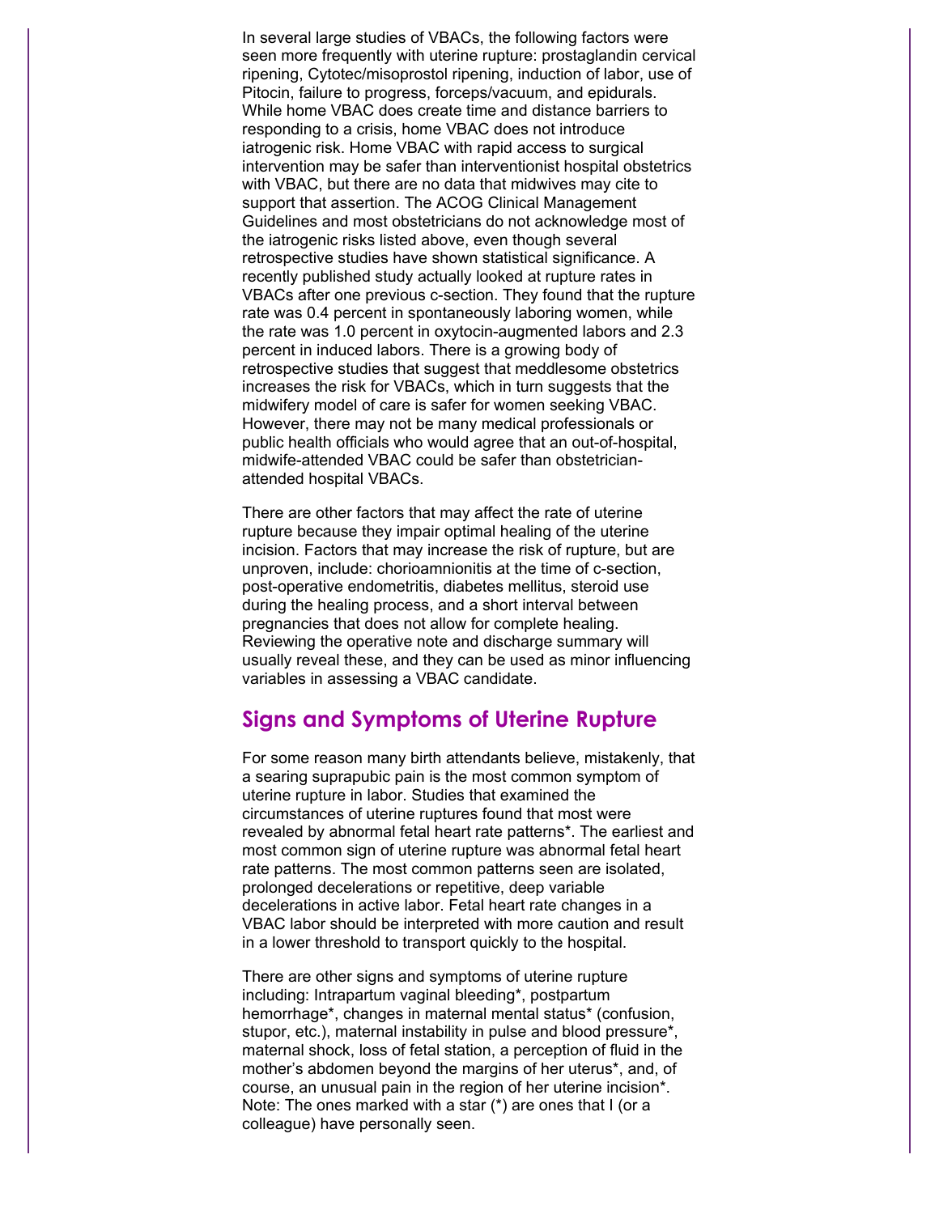In several large studies of VBACs, the following factors were seen more frequently with uterine rupture: prostaglandin cervical ripening, Cytotec/misoprostol ripening, induction of labor, use of Pitocin, failure to progress, forceps/vacuum, and epidurals. While home VBAC does create time and distance barriers to responding to a crisis, home VBAC does not introduce iatrogenic risk. Home VBAC with rapid access to surgical intervention may be safer than interventionist hospital obstetrics with VBAC, but there are no data that midwives may cite to support that assertion. The ACOG Clinical Management Guidelines and most obstetricians do not acknowledge most of the iatrogenic risks listed above, even though several retrospective studies have shown statistical significance. A recently published study actually looked at rupture rates in VBACs after one previous c-section. They found that the rupture rate was 0.4 percent in spontaneously laboring women, while the rate was 1.0 percent in oxytocin-augmented labors and 2.3 percent in induced labors. There is a growing body of retrospective studies that suggest that meddlesome obstetrics increases the risk for VBACs, which in turn suggests that the midwifery model of care is safer for women seeking VBAC. However, there may not be many medical professionals or public health officials who would agree that an out-of-hospital, midwife-attended VBAC could be safer than obstetrician-attended hospital VBACs.

There are other factors that may affect the rate of uterine rupture because they impair optimal healing of the uterine incision. Factors that may increase the risk of rupture, but are unproven, include: chorioamnionitis at the time of c-section, post-operative endometritis, diabetes mellitus, steroid use during the healing process, and a short interval between pregnancies that does not allow for complete healing. Reviewing the operative note and discharge summary will usually reveal these, and they can be used as minor influencing variables in assessing a VBAC candidate.

## Signs and Symptoms of Uterine Rupture

For some reason many birth attendants believe, mistakenly, that a searing suprapubic pain is the most common symptom of uterine rupture in labor. Studies that examined the circumstances of uterine ruptures found that most were revealed by abnormal fetal heart rate patterns*. The earliest and most common sign of uterine rupture was abnormal fetal heart rate patterns. The most common patterns seen are isolated, prolonged decelerations or repetitive, deep variable decelerations in active labor. Fetal heart rate changes in a VBAC labor should be interpreted with more caution and result in a lower threshold to transport quickly to the hospital.

There are other signs and symptoms of uterine rupture including: Intrapartum vaginal bleeding*, postpartum hemorrhage*, changes in maternal mental status* (confusion, stupor, etc.), maternal instability in pulse and blood pressure*, maternal shock, loss of fetal station, a perception of fluid in the mother's abdomen beyond the margins of her uterus*, and, of course, an unusual pain in the region of her uterine incision*. Note: The ones marked with a star (*) are ones that I (or a colleague) have personally seen.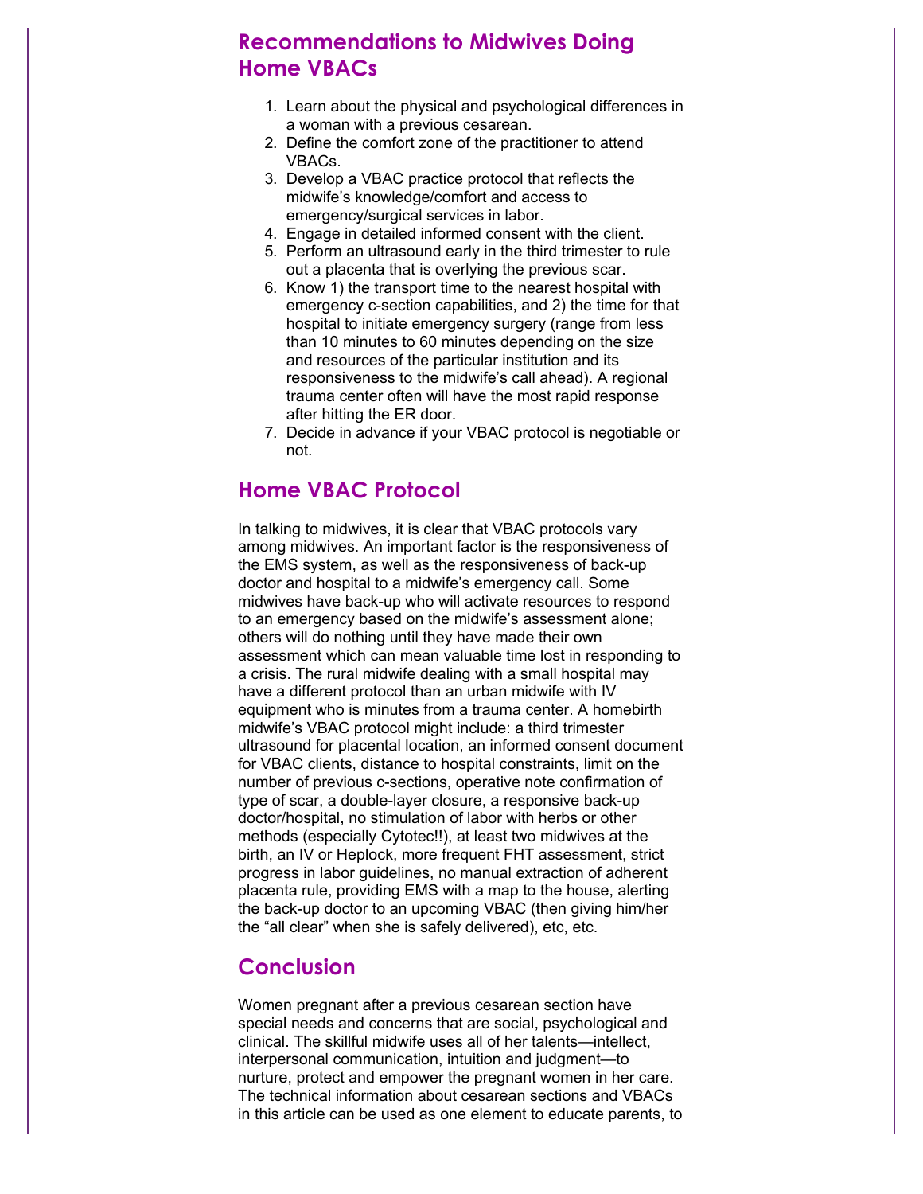## Recommendations to Midwives Doing Home VBACs

1. Learn about the physical and psychological differences in a woman with a previous cesarean.
2. Define the comfort zone of the practitioner to attend VBACs.
3. Develop a VBAC practice protocol that reflects the midwife's knowledge/comfort and access to emergency/surgical services in labor.
4. Engage in detailed informed consent with the client.
5. Perform an ultrasound early in the third trimester to rule out a placenta that is overlying the previous scar.
6. Know 1) the transport time to the nearest hospital with emergency c-section capabilities, and 2) the time for that hospital to initiate emergency surgery (range from less than 10 minutes to 60 minutes depending on the size and resources of the particular institution and its responsiveness to the midwife's call ahead). A regional trauma center often will have the most rapid response after hitting the ER door.
7. Decide in advance if your VBAC protocol is negotiable or not.

## Home VBAC Protocol

In talking to midwives, it is clear that VBAC protocols vary among midwives. An important factor is the responsiveness of the EMS system, as well as the responsiveness of back-up doctor and hospital to a midwife's emergency call. Some midwives have back-up who will activate resources to respond to an emergency based on the midwife's assessment alone; others will do nothing until they have made their own assessment which can mean valuable time lost in responding to a crisis. The rural midwife dealing with a small hospital may have a different protocol than an urban midwife with IV equipment who is minutes from a trauma center. A homebirth midwife's VBAC protocol might include: a third trimester ultrasound for placental location, an informed consent document for VBAC clients, distance to hospital constraints, limit on the number of previous c-sections, operative note confirmation of type of scar, a double-layer closure, a responsive back-up doctor/hospital, no stimulation of labor with herbs or other methods (especially Cytotec!!), at least two midwives at the birth, an IV or Heplock, more frequent FHT assessment, strict progress in labor guidelines, no manual extraction of adherent placenta rule, providing EMS with a map to the house, alerting the back-up doctor to an upcoming VBAC (then giving him/her the "all clear" when she is safely delivered), etc, etc.

## Conclusion

Women pregnant after a previous cesarean section have special needs and concerns that are social, psychological and clinical. The skillful midwife uses all of her talents—intellect, interpersonal communication, intuition and judgment—to nurture, protect and empower the pregnant women in her care. The technical information about cesarean sections and VBACs in this article can be used as one element to educate parents, to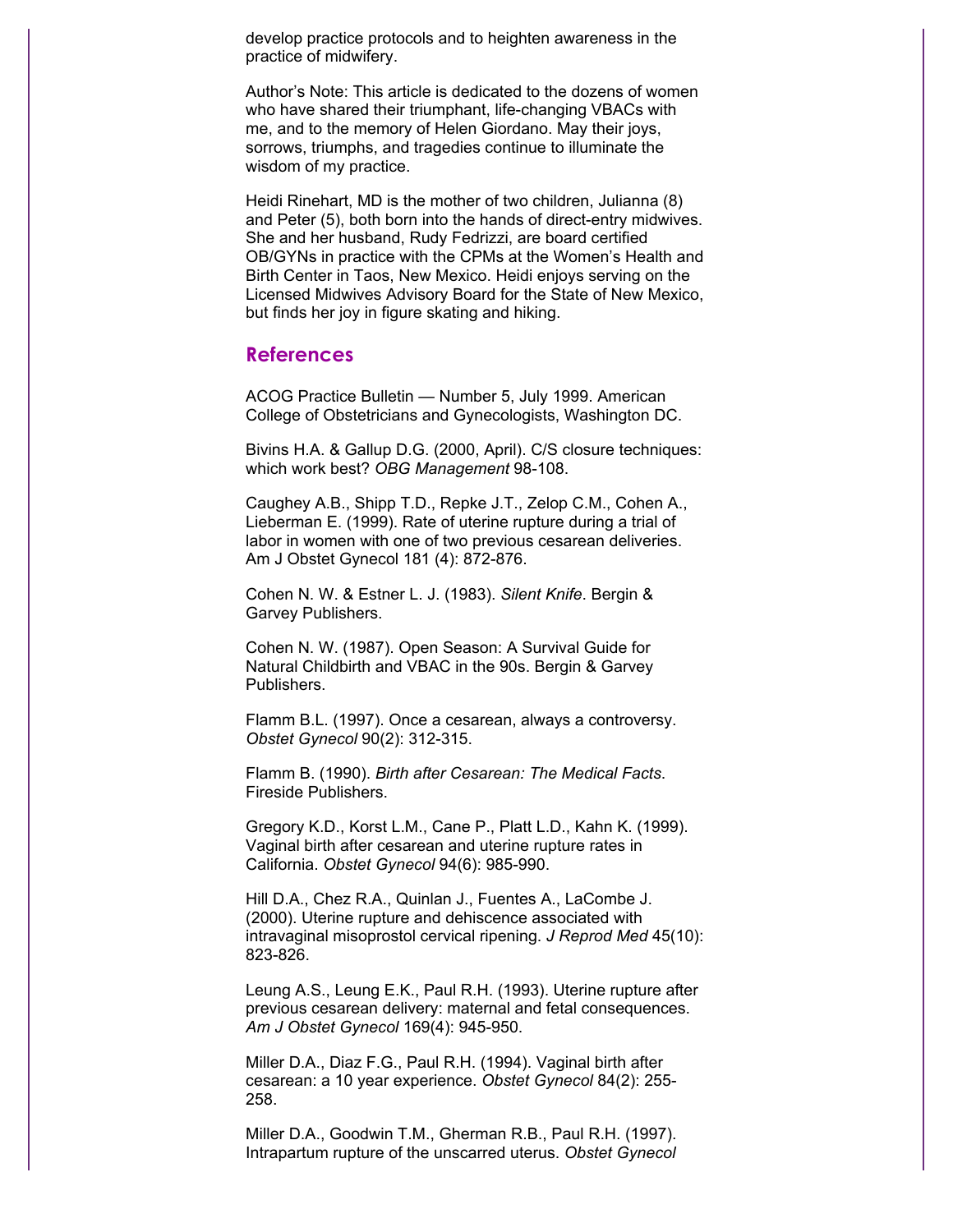develop practice protocols and to heighten awareness in the practice of midwifery.

Author's Note: This article is dedicated to the dozens of women who have shared their triumphant, life-changing VBACs with me, and to the memory of Helen Giordano. May their joys, sorrows, triumphs, and tragedies continue to illuminate the wisdom of my practice.

Heidi Rinehart, MD is the mother of two children, Julianna (8) and Peter (5), both born into the hands of direct-entry midwives. She and her husband, Rudy Fedrizzi, are board certified OB/GYNs in practice with the CPMs at the Women's Health and Birth Center in Taos, New Mexico. Heidi enjoys serving on the Licensed Midwives Advisory Board for the State of New Mexico, but finds her joy in figure skating and hiking.

## References

ACOG Practice Bulletin — Number 5, July 1999. American College of Obstetricians and Gynecologists, Washington DC.

Bivins H.A. & Gallup D.G. (2000, April). C/S closure techniques: which work best? *OBG Management* 98-108.

Caughey A.B., Shipp T.D., Repke J.T., Zelop C.M., Cohen A., Lieberman E. (1999). Rate of uterine rupture during a trial of labor in women with one of two previous cesarean deliveries. Am J Obstet Gynecol 181 (4): 872-876.

Cohen N. W. & Estner L. J. (1983). *Silent Knife*. Bergin & Garvey Publishers.

Cohen N. W. (1987). Open Season: A Survival Guide for Natural Childbirth and VBAC in the 90s. Bergin & Garvey Publishers.

Flamm B.L. (1997). Once a cesarean, always a controversy. *Obstet Gynecol* 90(2): 312-315.

Flamm B. (1990). *Birth after Cesarean: The Medical Facts*. Fireside Publishers.

Gregory K.D., Korst L.M., Cane P., Platt L.D., Kahn K. (1999). Vaginal birth after cesarean and uterine rupture rates in California. *Obstet Gynecol* 94(6): 985-990.

Hill D.A., Chez R.A., Quinlan J., Fuentes A., LaCombe J. (2000). Uterine rupture and dehiscence associated with intravaginal misoprostol cervical ripening. *J Reprod Med* 45(10): 823-826.

Leung A.S., Leung E.K., Paul R.H. (1993). Uterine rupture after previous cesarean delivery: maternal and fetal consequences. *Am J Obstet Gynecol* 169(4): 945-950.

Miller D.A., Diaz F.G., Paul R.H. (1994). Vaginal birth after cesarean: a 10 year experience. *Obstet Gynecol* 84(2): 255-258.

Miller D.A., Goodwin T.M., Gherman R.B., Paul R.H. (1997). Intrapartum rupture of the unscarred uterus. *Obstet Gynecol*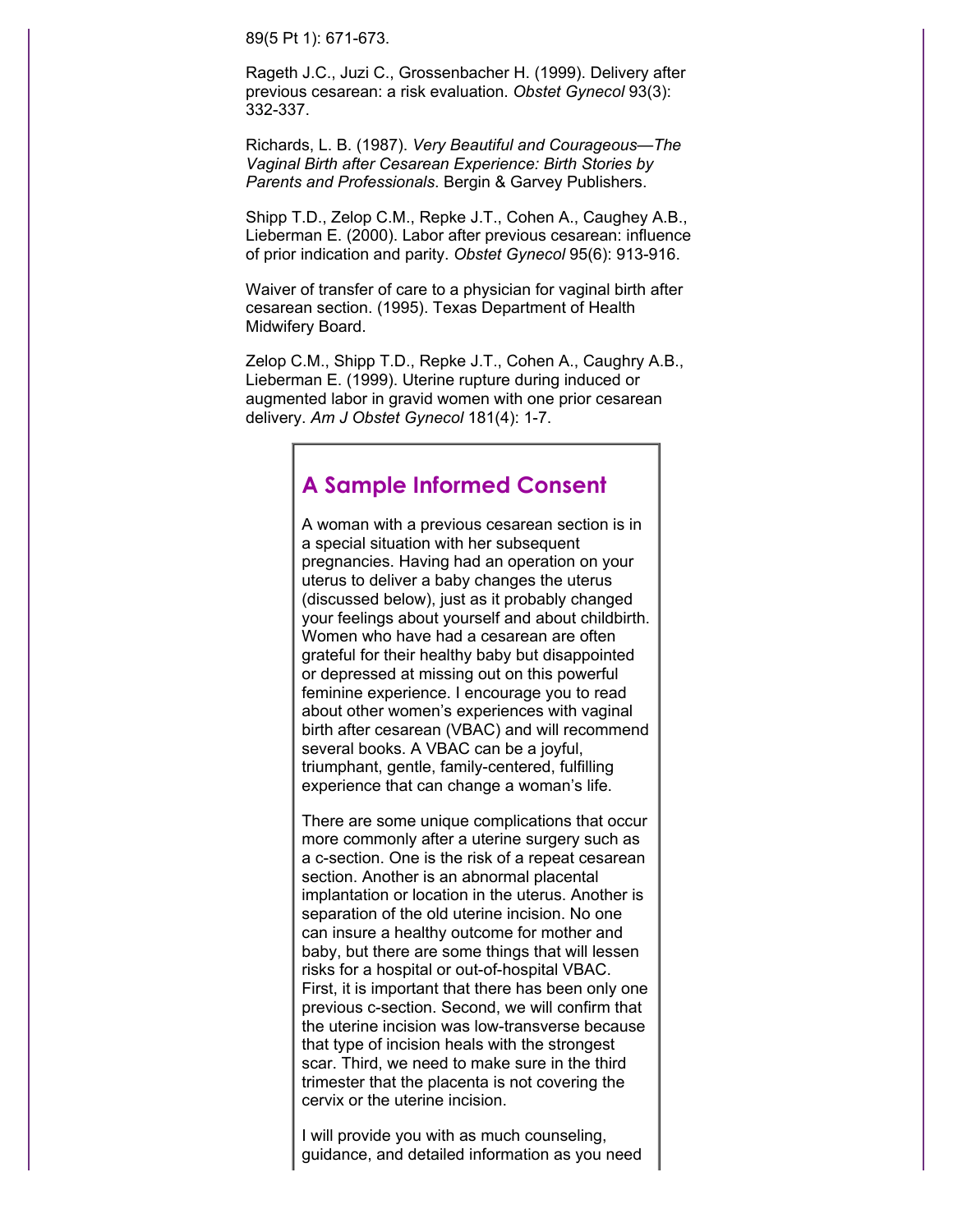89(5 Pt 1): 671-673.

Rageth J.C., Juzi C., Grossenbacher H. (1999). Delivery after previous cesarean: a risk evaluation. *Obstet Gynecol* 93(3): 332-337.

Richards, L. B. (1987). *Very Beautiful and Courageous—The Vaginal Birth after Cesarean Experience: Birth Stories by Parents and Professionals*. Bergin & Garvey Publishers.

Shipp T.D., Zelop C.M., Repke J.T., Cohen A., Caughey A.B., Lieberman E. (2000). Labor after previous cesarean: influence of prior indication and parity. *Obstet Gynecol* 95(6): 913-916.

Waiver of transfer of care to a physician for vaginal birth after cesarean section. (1995). Texas Department of Health Midwifery Board.

Zelop C.M., Shipp T.D., Repke J.T., Cohen A., Caughry A.B., Lieberman E. (1999). Uterine rupture during induced or augmented labor in gravid women with one prior cesarean delivery. *Am J Obstet Gynecol* 181(4): 1-7.

## A Sample Informed Consent

A woman with a previous cesarean section is in a special situation with her subsequent pregnancies. Having had an operation on your uterus to deliver a baby changes the uterus (discussed below), just as it probably changed your feelings about yourself and about childbirth. Women who have had a cesarean are often grateful for their healthy baby but disappointed or depressed at missing out on this powerful feminine experience. I encourage you to read about other women's experiences with vaginal birth after cesarean (VBAC) and will recommend several books. A VBAC can be a joyful, triumphant, gentle, family-centered, fulfilling experience that can change a woman's life.

There are some unique complications that occur more commonly after a uterine surgery such as a c-section. One is the risk of a repeat cesarean section. Another is an abnormal placental implantation or location in the uterus. Another is separation of the old uterine incision. No one can insure a healthy outcome for mother and baby, but there are some things that will lessen risks for a hospital or out-of-hospital VBAC. First, it is important that there has been only one previous c-section. Second, we will confirm that the uterine incision was low-transverse because that type of incision heals with the strongest scar. Third, we need to make sure in the third trimester that the placenta is not covering the cervix or the uterine incision.

I will provide you with as much counseling, guidance, and detailed information as you need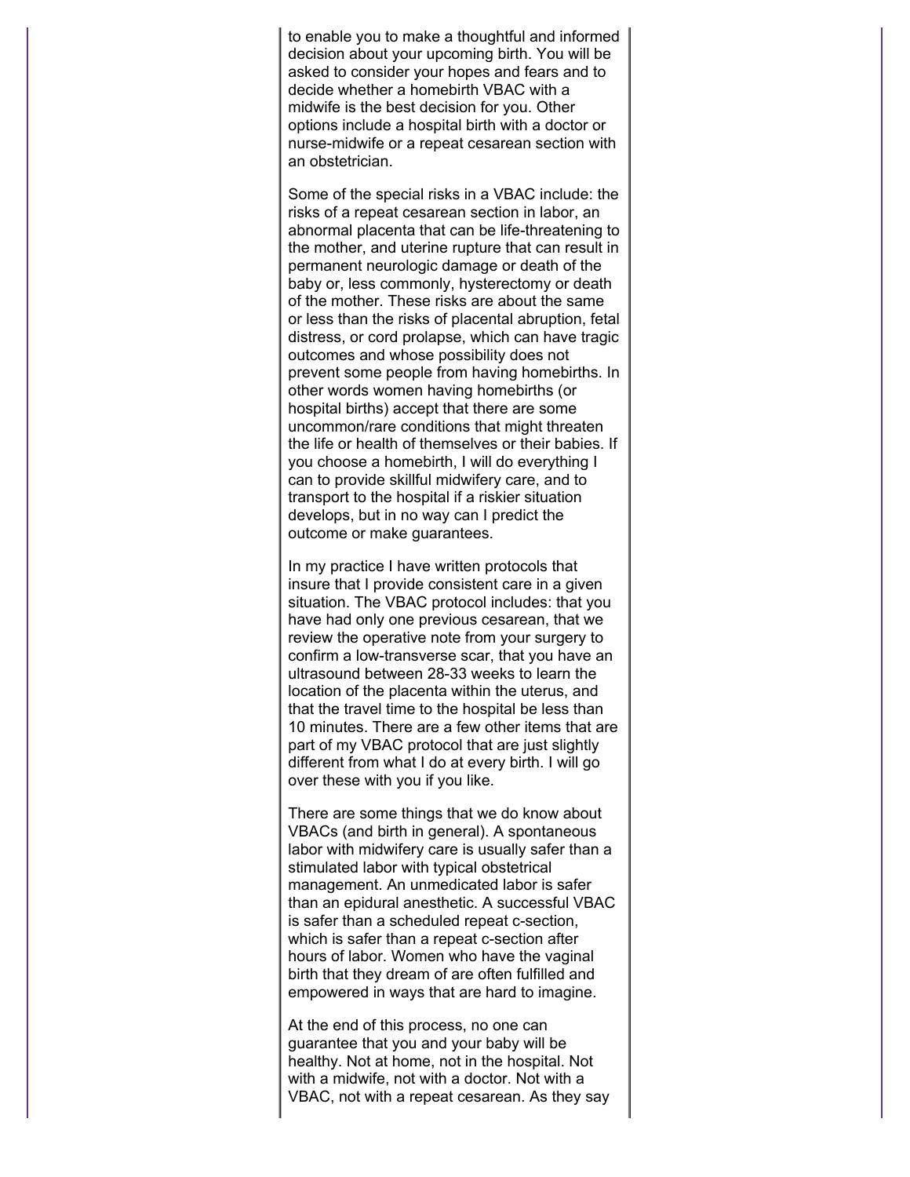to enable you to make a thoughtful and informed decision about your upcoming birth. You will be asked to consider your hopes and fears and to decide whether a homebirth VBAC with a midwife is the best decision for you. Other options include a hospital birth with a doctor or nurse-midwife or a repeat cesarean section with an obstetrician.

Some of the special risks in a VBAC include: the risks of a repeat cesarean section in labor, an abnormal placenta that can be life-threatening to the mother, and uterine rupture that can result in permanent neurologic damage or death of the baby or, less commonly, hysterectomy or death of the mother. These risks are about the same or less than the risks of placental abruption, fetal distress, or cord prolapse, which can have tragic outcomes and whose possibility does not prevent some people from having homebirths. In other words women having homebirths (or hospital births) accept that there are some uncommon/rare conditions that might threaten the life or health of themselves or their babies. If you choose a homebirth, I will do everything I can to provide skillful midwifery care, and to transport to the hospital if a riskier situation develops, but in no way can I predict the outcome or make guarantees.

In my practice I have written protocols that insure that I provide consistent care in a given situation. The VBAC protocol includes: that you have had only one previous cesarean, that we review the operative note from your surgery to confirm a low-transverse scar, that you have an ultrasound between 28-33 weeks to learn the location of the placenta within the uterus, and that the travel time to the hospital be less than 10 minutes. There are a few other items that are part of my VBAC protocol that are just slightly different from what I do at every birth. I will go over these with you if you like.

There are some things that we do know about VBACs (and birth in general). A spontaneous labor with midwifery care is usually safer than a stimulated labor with typical obstetrical management. An unmedicated labor is safer than an epidural anesthetic. A successful VBAC is safer than a scheduled repeat c-section, which is safer than a repeat c-section after hours of labor. Women who have the vaginal birth that they dream of are often fulfilled and empowered in ways that are hard to imagine.

At the end of this process, no one can guarantee that you and your baby will be healthy. Not at home, not in the hospital. Not with a midwife, not with a doctor. Not with a VBAC, not with a repeat cesarean. As they say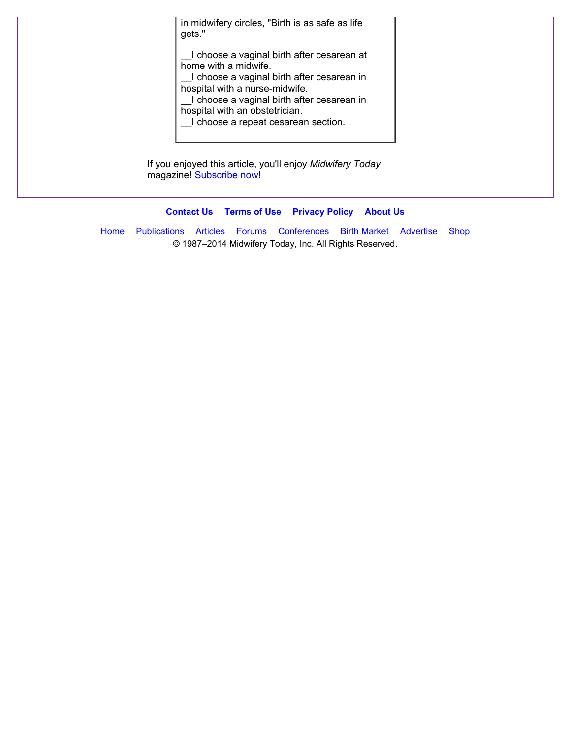in midwifery circles, "Birth is as safe as life gets."

__I choose a vaginal birth after cesarean at home with a midwife.
__I choose a vaginal birth after cesarean in hospital with a nurse-midwife.
__I choose a vaginal birth after cesarean in hospital with an obstetrician.
__I choose a repeat cesarean section.

If you enjoyed this article, you'll enjoy *Midwifery Today* magazine! Subscribe now!

**Contact Us** **Terms of Use** **Privacy Policy** **About Us**

Home Publications Articles Forums Conferences Birth Market Advertise Shop

© 1987–2014 Midwifery Today, Inc. All Rights Reserved.